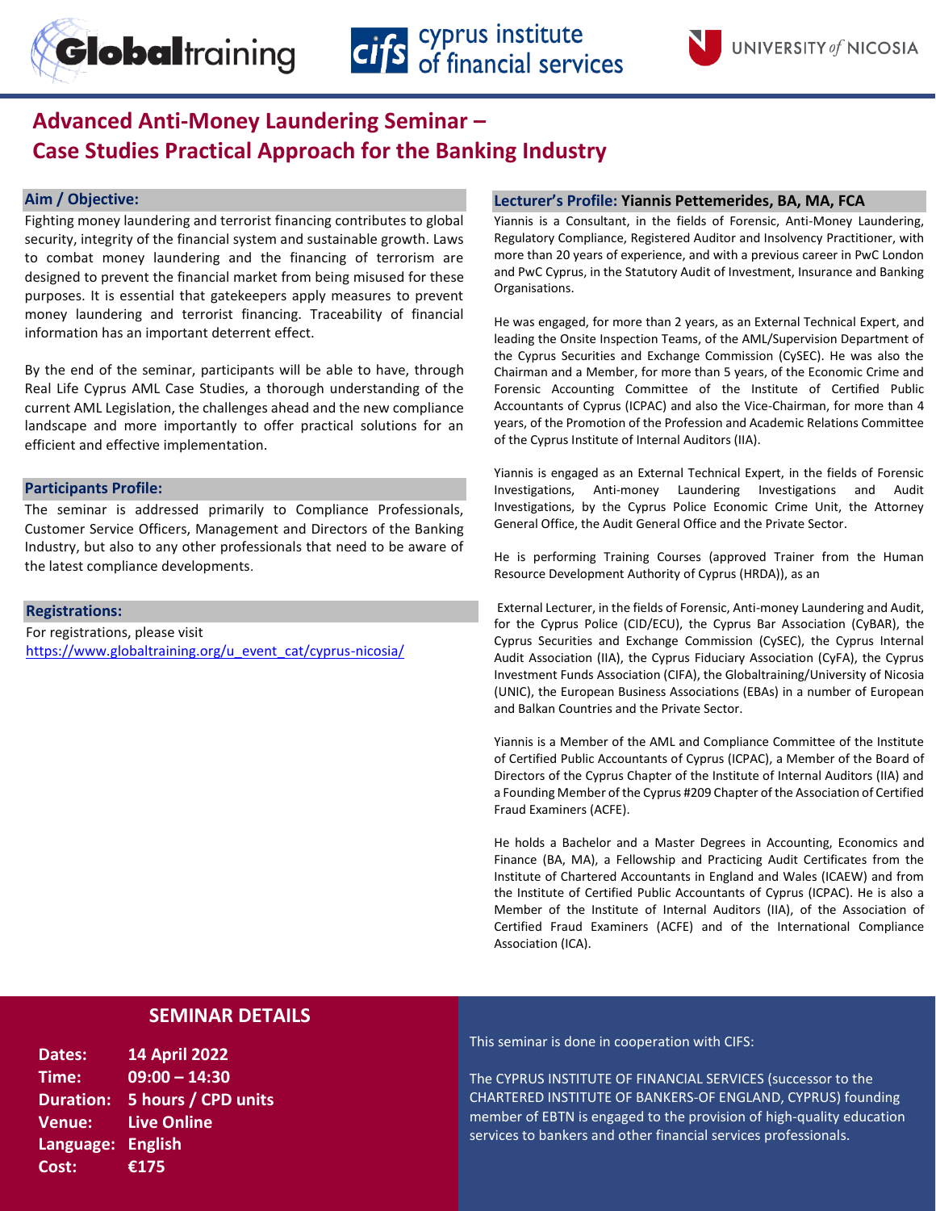# Advanced Anti-Money Laundering Seminar – Case Studies Practical Approach for the Banking Industry

## Aim / Objective:

Fighting money laundering and terrorist financing contributes to global security, integrity of the financial system and sustainable growth. Laws to combat money laundering and the financing of terrorism are designed to prevent the financial market from being misused for these purposes. It is essential that gatekeepers apply measures to prevent money laundering and terrorist financing. Traceability of financial information has an important deterrent effect.

By the end of the seminar, participants will be able to have, through Real Life Cyprus AML Case Studies, a thorough understanding of the current AML Legislation, the challenges ahead and the new compliance landscape and more importantly to offer practical solutions for an efficient and effective implementation.

## Participants Profile:

The seminar is addressed primarily to Compliance Professionals, Customer Service Officers, Management and Directors of the Banking Industry, but also to any other professionals that need to be aware of the latest compliance developments.

## Registrations:

For registrations, please visit
https://www.globaltraining.org/u_event_cat/cyprus-nicosia/

## Lecturer's Profile: Yiannis Pettemerides, BA, MA, FCA

Yiannis is a Consultant, in the fields of Forensic, Anti-Money Laundering, Regulatory Compliance, Registered Auditor and Insolvency Practitioner, with more than 20 years of experience, and with a previous career in PwC London and PwC Cyprus, in the Statutory Audit of Investment, Insurance and Banking Organisations.

He was engaged, for more than 2 years, as an External Technical Expert, and leading the Onsite Inspection Teams, of the AML/Supervision Department of the Cyprus Securities and Exchange Commission (CySEC). He was also the Chairman and a Member, for more than 5 years, of the Economic Crime and Forensic Accounting Committee of the Institute of Certified Public Accountants of Cyprus (ICPAC) and also the Vice-Chairman, for more than 4 years, of the Promotion of the Profession and Academic Relations Committee of the Cyprus Institute of Internal Auditors (IIA).

Yiannis is engaged as an External Technical Expert, in the fields of Forensic Investigations, Anti-money Laundering Investigations and Audit Investigations, by the Cyprus Police Economic Crime Unit, the Attorney General Office, the Audit General Office and the Private Sector.

He is performing Training Courses (approved Trainer from the Human Resource Development Authority of Cyprus (HRDA)), as an

External Lecturer, in the fields of Forensic, Anti-money Laundering and Audit, for the Cyprus Police (CID/ECU), the Cyprus Bar Association (CyBAR), the Cyprus Securities and Exchange Commission (CySEC), the Cyprus Internal Audit Association (IIA), the Cyprus Fiduciary Association (CyFA), the Cyprus Investment Funds Association (CIFA), the Globaltraining/University of Nicosia (UNIC), the European Business Associations (EBAs) in a number of European and Balkan Countries and the Private Sector.

Yiannis is a Member of the AML and Compliance Committee of the Institute of Certified Public Accountants of Cyprus (ICPAC), a Member of the Board of Directors of the Cyprus Chapter of the Institute of Internal Auditors (IIA) and a Founding Member of the Cyprus #209 Chapter of the Association of Certified Fraud Examiners (ACFE).

He holds a Bachelor and a Master Degrees in Accounting, Economics and Finance (BA, MA), a Fellowship and Practicing Audit Certificates from the Institute of Chartered Accountants in England and Wales (ICAEW) and from the Institute of Certified Public Accountants of Cyprus (ICPAC). He is also a Member of the Institute of Internal Auditors (IIA), of the Association of Certified Fraud Examiners (ACFE) and of the International Compliance Association (ICA).

## SEMINAR DETAILS

| | |
|---|---|
| **Dates:** | **14 April 2022** |
| **Time:** | **09:00 – 14:30** |
| **Duration:** | **5 hours / CPD units** |
| **Venue:** | **Live Online** |
| **Language:** | **English** |
| **Cost:** | **€175** |

This seminar is done in cooperation with CIFS:

The CYPRUS INSTITUTE OF FINANCIAL SERVICES (successor to the CHARTERED INSTITUTE OF BANKERS-OF ENGLAND, CYPRUS) founding member of EBTN is engaged to the provision of high-quality education services to bankers and other financial services professionals.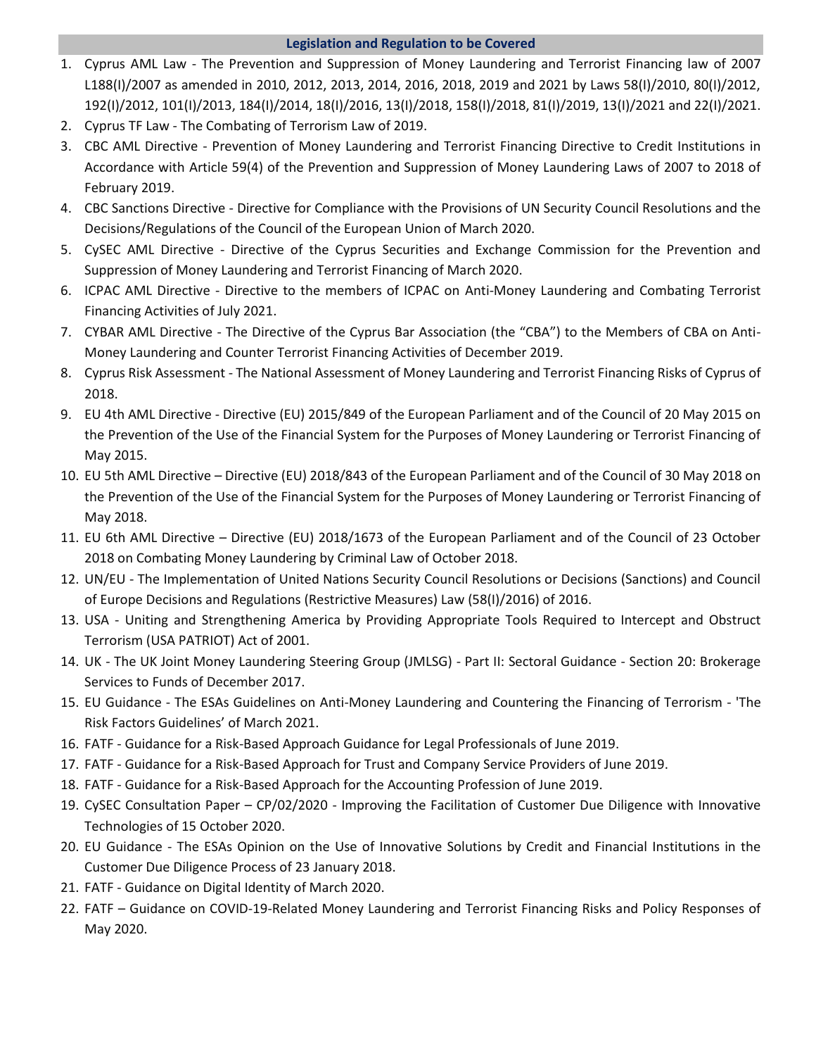## Legislation and Regulation to be Covered

1. Cyprus AML Law - The Prevention and Suppression of Money Laundering and Terrorist Financing law of 2007 L188(I)/2007 as amended in 2010, 2012, 2013, 2014, 2016, 2018, 2019 and 2021 by Laws 58(I)/2010, 80(I)/2012, 192(I)/2012, 101(I)/2013, 184(I)/2014, 18(I)/2016, 13(I)/2018, 158(I)/2018, 81(I)/2019, 13(I)/2021 and 22(I)/2021.
2. Cyprus TF Law - The Combating of Terrorism Law of 2019.
3. CBC AML Directive - Prevention of Money Laundering and Terrorist Financing Directive to Credit Institutions in Accordance with Article 59(4) of the Prevention and Suppression of Money Laundering Laws of 2007 to 2018 of February 2019.
4. CBC Sanctions Directive - Directive for Compliance with the Provisions of UN Security Council Resolutions and the Decisions/Regulations of the Council of the European Union of March 2020.
5. CySEC AML Directive - Directive of the Cyprus Securities and Exchange Commission for the Prevention and Suppression of Money Laundering and Terrorist Financing of March 2020.
6. ICPAC AML Directive - Directive to the members of ICPAC on Anti-Money Laundering and Combating Terrorist Financing Activities of July 2021.
7. CYBAR AML Directive - The Directive of the Cyprus Bar Association (the "CBA") to the Members of CBA on Anti-Money Laundering and Counter Terrorist Financing Activities of December 2019.
8. Cyprus Risk Assessment - The National Assessment of Money Laundering and Terrorist Financing Risks of Cyprus of 2018.
9. EU 4th AML Directive - Directive (EU) 2015/849 of the European Parliament and of the Council of 20 May 2015 on the Prevention of the Use of the Financial System for the Purposes of Money Laundering or Terrorist Financing of May 2015.
10. EU 5th AML Directive – Directive (EU) 2018/843 of the European Parliament and of the Council of 30 May 2018 on the Prevention of the Use of the Financial System for the Purposes of Money Laundering or Terrorist Financing of May 2018.
11. EU 6th AML Directive – Directive (EU) 2018/1673 of the European Parliament and of the Council of 23 October 2018 on Combating Money Laundering by Criminal Law of October 2018.
12. UN/EU - The Implementation of United Nations Security Council Resolutions or Decisions (Sanctions) and Council of Europe Decisions and Regulations (Restrictive Measures) Law (58(I)/2016) of 2016.
13. USA - Uniting and Strengthening America by Providing Appropriate Tools Required to Intercept and Obstruct Terrorism (USA PATRIOT) Act of 2001.
14. UK - The UK Joint Money Laundering Steering Group (JMLSG) - Part II: Sectoral Guidance - Section 20: Brokerage Services to Funds of December 2017.
15. EU Guidance - The ESAs Guidelines on Anti-Money Laundering and Countering the Financing of Terrorism - 'The Risk Factors Guidelines' of March 2021.
16. FATF - Guidance for a Risk-Based Approach Guidance for Legal Professionals of June 2019.
17. FATF - Guidance for a Risk-Based Approach for Trust and Company Service Providers of June 2019.
18. FATF - Guidance for a Risk-Based Approach for the Accounting Profession of June 2019.
19. CySEC Consultation Paper – CP/02/2020 - Improving the Facilitation of Customer Due Diligence with Innovative Technologies of 15 October 2020.
20. EU Guidance - The ESAs Opinion on the Use of Innovative Solutions by Credit and Financial Institutions in the Customer Due Diligence Process of 23 January 2018.
21. FATF - Guidance on Digital Identity of March 2020.
22. FATF – Guidance on COVID-19-Related Money Laundering and Terrorist Financing Risks and Policy Responses of May 2020.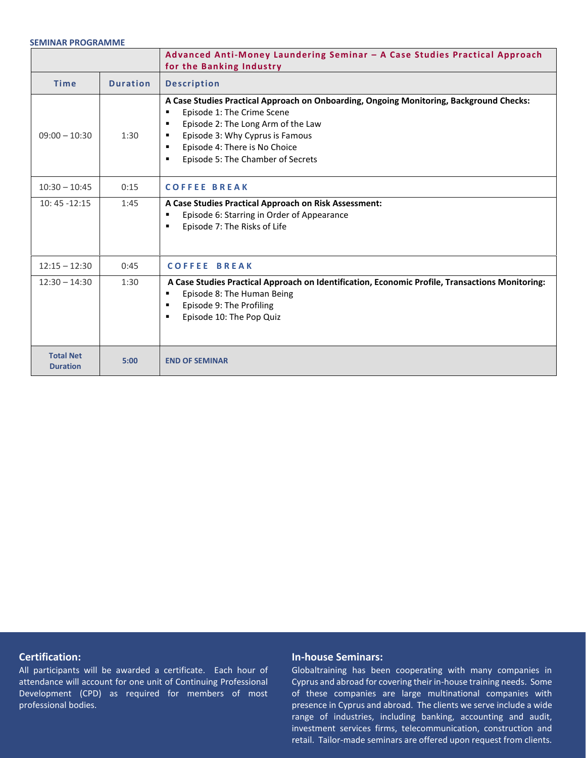**SEMINAR PROGRAMME**

| | | Advanced Anti-Money Laundering Seminar – A Case Studies Practical Approach for the Banking Industry |
|---|---|---|
| **Time** | **Duration** | **Description** |
| 09:00 – 10:30 | 1:30 | **A Case Studies Practical Approach on Onboarding, Ongoing Monitoring, Background Checks:**<br>▪ Episode 1: The Crime Scene<br>▪ Episode 2: The Long Arm of the Law<br>▪ Episode 3: Why Cyprus is Famous<br>▪ Episode 4: There is No Choice<br>▪ Episode 5: The Chamber of Secrets |
| 10:30 – 10:45 | 0:15 | **COFFEE BREAK** |
| 10: 45 -12:15 | 1:45 | **A Case Studies Practical Approach on Risk Assessment:**<br>▪ Episode 6: Starring in Order of Appearance<br>▪ Episode 7: The Risks of Life |
| 12:15 – 12:30 | 0:45 | **COFFEE BREAK** |
| 12:30 – 14:30 | 1:30 | **A Case Studies Practical Approach on Identification, Economic Profile, Transactions Monitoring:**<br>▪ Episode 8: The Human Being<br>▪ Episode 9: The Profiling<br>▪ Episode 10: The Pop Quiz |
| **Total Net Duration** | **5:00** | **END OF SEMINAR** |

## Certification:

All participants will be awarded a certificate. Each hour of attendance will account for one unit of Continuing Professional Development (CPD) as required for members of most professional bodies.

## In-house Seminars:

Globaltraining has been cooperating with many companies in Cyprus and abroad for covering their in-house training needs. Some of these companies are large multinational companies with presence in Cyprus and abroad. The clients we serve include a wide range of industries, including banking, accounting and audit, investment services firms, telecommunication, construction and retail. Tailor-made seminars are offered upon request from clients.